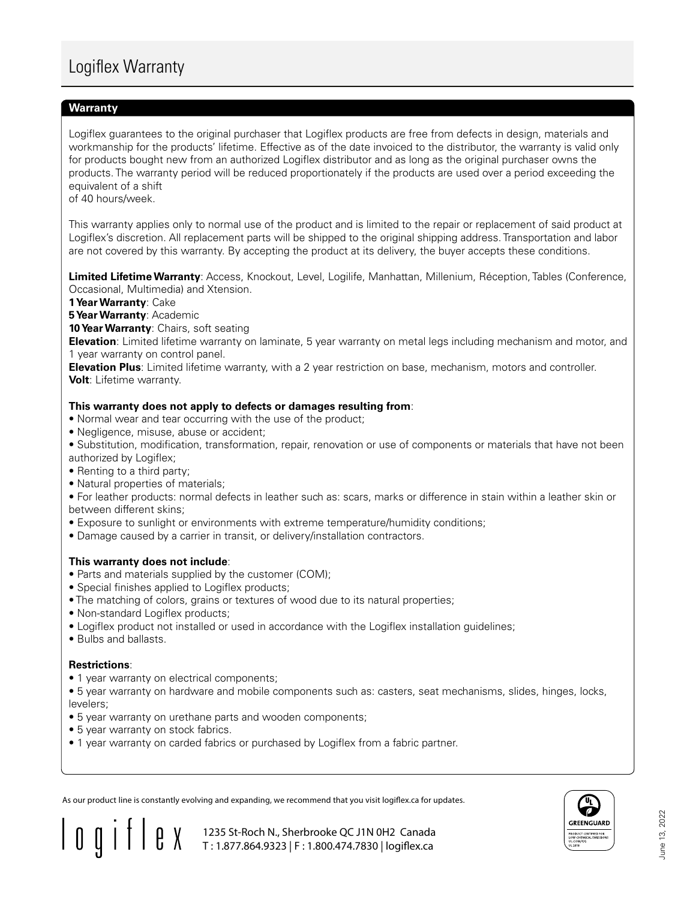# Logiflex Warranty

## Warranty

Logiflex guarantees to the original purchaser that Logiflex products are free from defects in design, materials and workmanship for the products' lifetime. Effective as of the date invoiced to the distributor, the warranty is valid only for products bought new from an authorized Logiflex distributor and as long as the original purchaser owns the products. The warranty period will be reduced proportionately if the products are used over a period exceeding the equivalent of a shift of 40 hours/week.

This warranty applies only to normal use of the product and is limited to the repair or replacement of said product at Logiflex's discretion. All replacement parts will be shipped to the original shipping address. Transportation and labor are not covered by this warranty. By accepting the product at its delivery, the buyer accepts these conditions.

**Limited Lifetime Warranty**: Access, Knockout, Level, Logilife, Manhattan, Millenium, Réception, Tables (Conference, Occasional, Multimedia) and Xtension.
**1 Year Warranty**: Cake
**5 Year Warranty**: Academic
**10 Year Warranty**: Chairs, soft seating
**Elevation**: Limited lifetime warranty on laminate, 5 year warranty on metal legs including mechanism and motor, and 1 year warranty on control panel.
**Elevation Plus**: Limited lifetime warranty, with a 2 year restriction on base, mechanism, motors and controller.
**Volt**: Lifetime warranty.

**This warranty does not apply to defects or damages resulting from**:

- Normal wear and tear occurring with the use of the product;
- Negligence, misuse, abuse or accident;
- Substitution, modification, transformation, repair, renovation or use of components or materials that have not been authorized by Logiflex;
- Renting to a third party;
- Natural properties of materials;
- For leather products: normal defects in leather such as: scars, marks or difference in stain within a leather skin or between different skins;
- Exposure to sunlight or environments with extreme temperature/humidity conditions;
- Damage caused by a carrier in transit, or delivery/installation contractors.

**This warranty does not include**:

- Parts and materials supplied by the customer (COM);
- Special finishes applied to Logiflex products;
- The matching of colors, grains or textures of wood due to its natural properties;
- Non-standard Logiflex products;
- Logiflex product not installed or used in accordance with the Logiflex installation guidelines;
- Bulbs and ballasts.

**Restrictions**:

- 1 year warranty on electrical components;
- 5 year warranty on hardware and mobile components such as: casters, seat mechanisms, slides, hinges, locks, levelers;
- 5 year warranty on urethane parts and wooden components;
- 5 year warranty on stock fabrics.
- 1 year warranty on carded fabrics or purchased by Logiflex from a fabric partner.

As our product line is constantly evolving and expanding, we recommend that you visit logiflex.ca for updates.

logiflex

1235 St-Roch N., Sherbrooke QC J1N 0H2 Canada
T : 1.877.864.9323 | F : 1.800.474.7830 | logiflex.ca

GREENGUARD
PRODUCT CERTIFIED FOR LOW CHEMICAL EMISSIONS
UL.COM/GG
UL 2818

June 13, 2022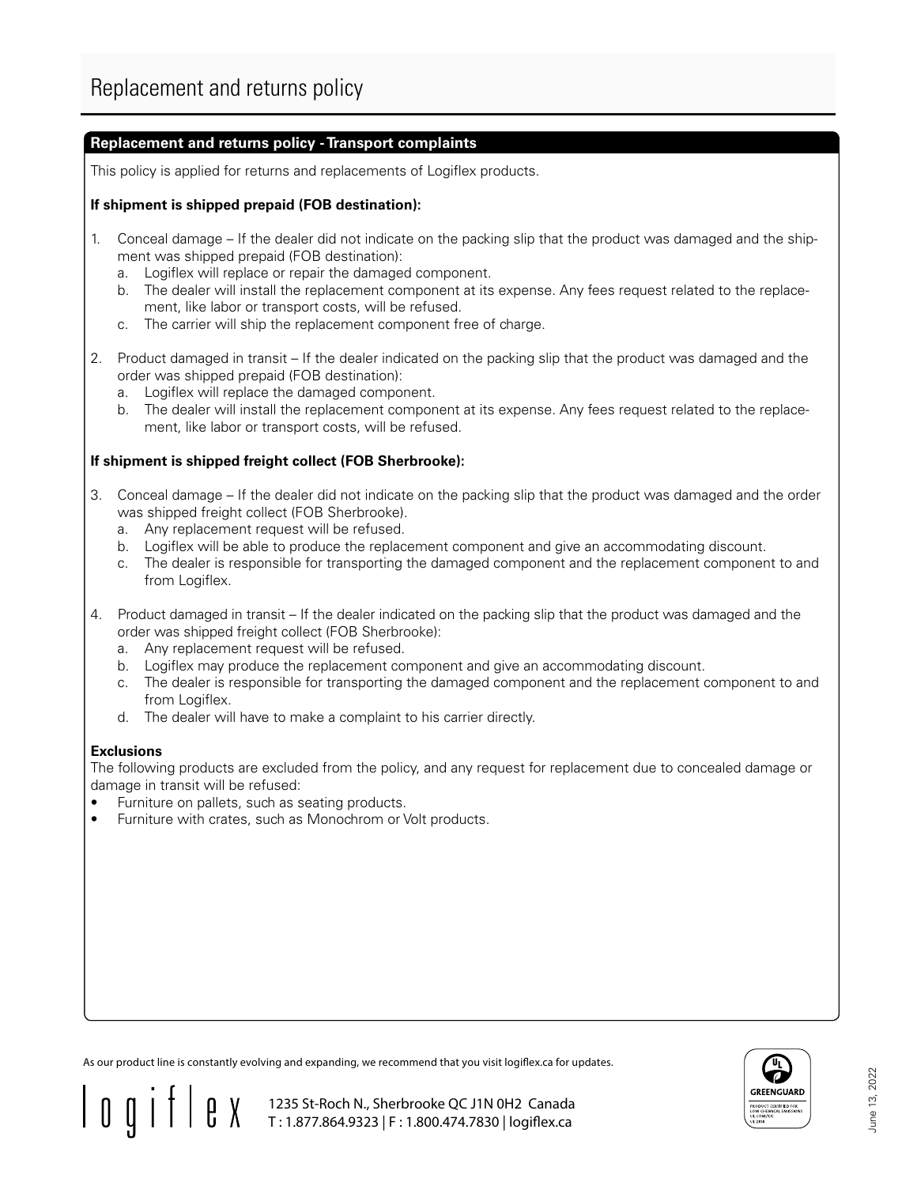# Replacement and returns policy

## Replacement and returns policy - Transport complaints

This policy is applied for returns and replacements of Logiflex products.

**If shipment is shipped prepaid (FOB destination):**

1. Conceal damage – If the dealer did not indicate on the packing slip that the product was damaged and the shipment was shipped prepaid (FOB destination):
   a. Logiflex will replace or repair the damaged component.
   b. The dealer will install the replacement component at its expense. Any fees request related to the replacement, like labor or transport costs, will be refused.
   c. The carrier will ship the replacement component free of charge.

2. Product damaged in transit – If the dealer indicated on the packing slip that the product was damaged and the order was shipped prepaid (FOB destination):
   a. Logiflex will replace the damaged component.
   b. The dealer will install the replacement component at its expense. Any fees request related to the replacement, like labor or transport costs, will be refused.

**If shipment is shipped freight collect (FOB Sherbrooke):**

3. Conceal damage – If the dealer did not indicate on the packing slip that the product was damaged and the order was shipped freight collect (FOB Sherbrooke).
   a. Any replacement request will be refused.
   b. Logiflex will be able to produce the replacement component and give an accommodating discount.
   c. The dealer is responsible for transporting the damaged component and the replacement component to and from Logiflex.

4. Product damaged in transit – If the dealer indicated on the packing slip that the product was damaged and the order was shipped freight collect (FOB Sherbrooke):
   a. Any replacement request will be refused.
   b. Logiflex may produce the replacement component and give an accommodating discount.
   c. The dealer is responsible for transporting the damaged component and the replacement component to and from Logiflex.
   d. The dealer will have to make a complaint to his carrier directly.

**Exclusions**

The following products are excluded from the policy, and any request for replacement due to concealed damage or damage in transit will be refused:

- Furniture on pallets, such as seating products.
- Furniture with crates, such as Monochrom or Volt products.

As our product line is constantly evolving and expanding, we recommend that you visit logiflex.ca for updates.

logiflex 1235 St-Roch N., Sherbrooke QC J1N 0H2 Canada
T : 1.877.864.9323 | F : 1.800.474.7830 | logiflex.ca

June 13, 2022